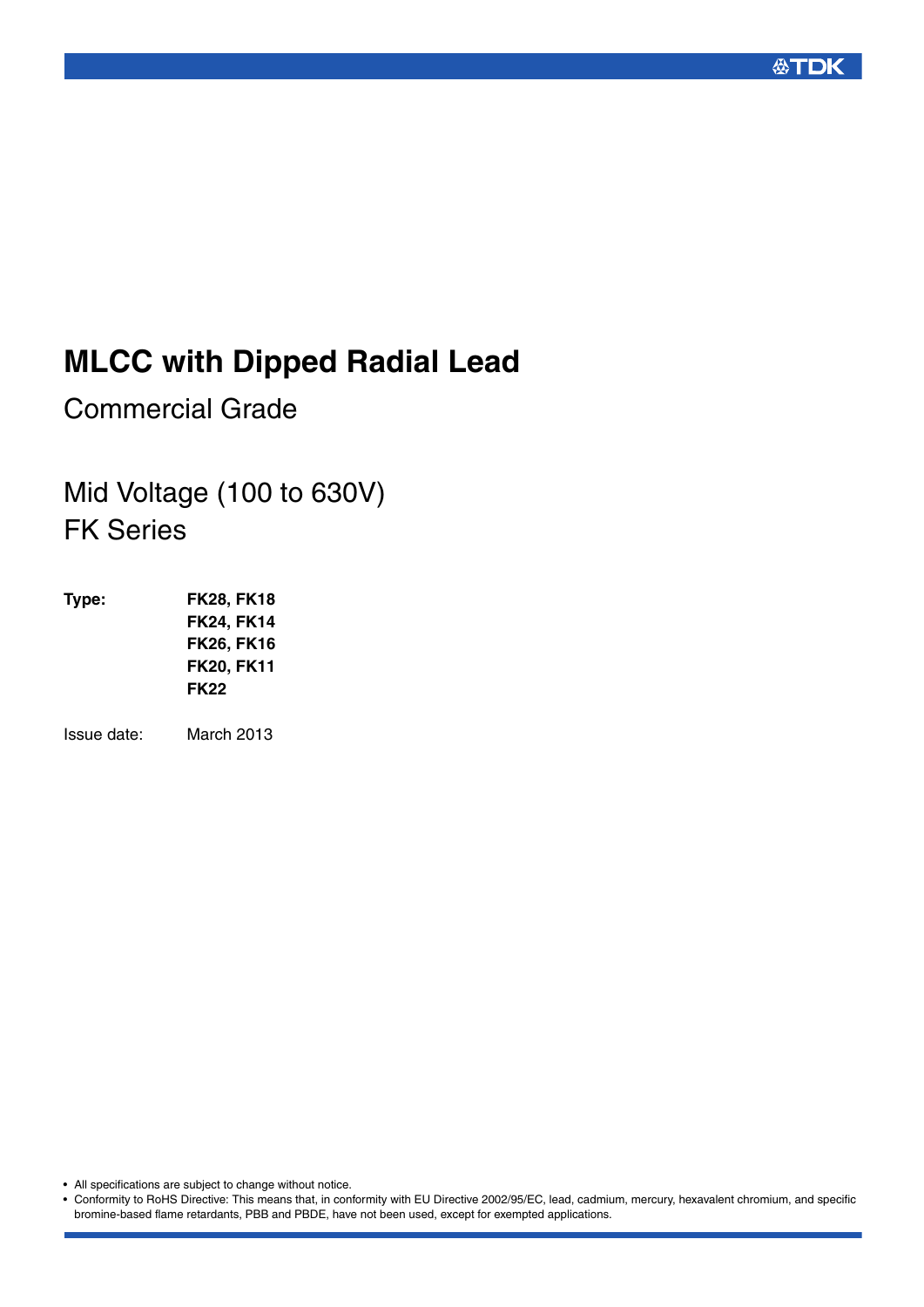# MLCC with Dipped Radial Lead

Commercial Grade

## Mid Voltage (100 to 630V)
## FK Series

**Type:** **FK28, FK18**
**FK24, FK14**
**FK26, FK16**
**FK20, FK11**
**FK22**

Issue date: March 2013

- All specifications are subject to change without notice.
- Conformity to RoHS Directive: This means that, in conformity with EU Directive 2002/95/EC, lead, cadmium, mercury, hexavalent chromium, and specific bromine-based flame retardants, PBB and PBDE, have not been used, except for exempted applications.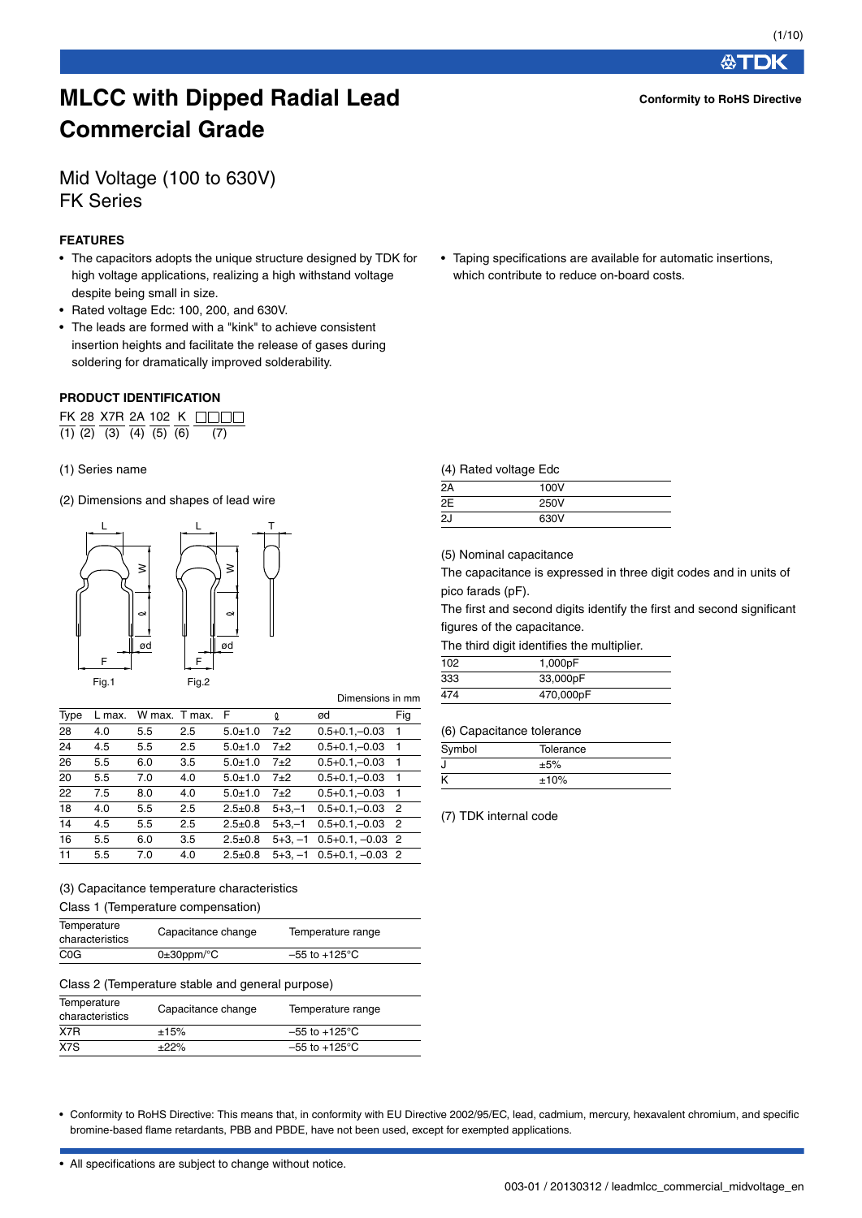# MLCC with Dipped Radial Lead Commercial Grade

**Conformity to RoHS Directive**

## Mid Voltage (100 to 630V)
## FK Series

### FEATURES

- The capacitors adopts the unique structure designed by TDK for high voltage applications, realizing a high withstand voltage despite being small in size.
- Rated voltage Edc: 100, 200, and 630V.
- The leads are formed with a "kink" to achieve consistent insertion heights and facilitate the release of gases during soldering for dramatically improved solderability.
- Taping specifications are available for automatic insertions, which contribute to reduce on-board costs.

### PRODUCT IDENTIFICATION

```
FK  28  X7R  2A  102  K  □□□□
(1) (2) (3)  (4) (5)  (6)  (7)
```

(1) Series name

(2) Dimensions and shapes of lead wire

Fig.1    Fig.2

Dimensions in mm

| Type | L max. | W max. | T max. | F | ℓ | ød | Fig |
|---|---|---|---|---|---|---|---|
| 28 | 4.0 | 5.5 | 2.5 | 5.0±1.0 | 7±2 | 0.5+0.1,–0.03 | 1 |
| 24 | 4.5 | 5.5 | 2.5 | 5.0±1.0 | 7±2 | 0.5+0.1,–0.03 | 1 |
| 26 | 5.5 | 6.0 | 3.5 | 5.0±1.0 | 7±2 | 0.5+0.1,–0.03 | 1 |
| 20 | 5.5 | 7.0 | 4.0 | 5.0±1.0 | 7±2 | 0.5+0.1,–0.03 | 1 |
| 22 | 7.5 | 8.0 | 4.0 | 5.0±1.0 | 7±2 | 0.5+0.1,–0.03 | 1 |
| 18 | 4.0 | 5.5 | 2.5 | 2.5±0.8 | 5+3,–1 | 0.5+0.1,–0.03 | 2 |
| 14 | 4.5 | 5.5 | 2.5 | 2.5±0.8 | 5+3,–1 | 0.5+0.1,–0.03 | 2 |
| 16 | 5.5 | 6.0 | 3.5 | 2.5±0.8 | 5+3, –1 | 0.5+0.1, –0.03 | 2 |
| 11 | 5.5 | 7.0 | 4.0 | 2.5±0.8 | 5+3, –1 | 0.5+0.1, –0.03 | 2 |

(3) Capacitance temperature characteristics

Class 1 (Temperature compensation)

| Temperature characteristics | Capacitance change | Temperature range |
|---|---|---|
| C0G | 0±30ppm/°C | –55 to +125°C |

Class 2 (Temperature stable and general purpose)

| Temperature characteristics | Capacitance change | Temperature range |
|---|---|---|
| X7R | ±15% | –55 to +125°C |
| X7S | ±22% | –55 to +125°C |

(4) Rated voltage Edc

| | |
|---|---|
| 2A | 100V |
| 2E | 250V |
| 2J | 630V |

(5) Nominal capacitance

The capacitance is expressed in three digit codes and in units of pico farads (pF).

The first and second digits identify the first and second significant figures of the capacitance.

The third digit identifies the multiplier.

| | |
|---|---|
| 102 | 1,000pF |
| 333 | 33,000pF |
| 474 | 470,000pF |

(6) Capacitance tolerance

| Symbol | Tolerance |
|---|---|
| J | ±5% |
| K | ±10% |

(7) TDK internal code

- Conformity to RoHS Directive: This means that, in conformity with EU Directive 2002/95/EC, lead, cadmium, mercury, hexavalent chromium, and specific bromine-based flame retardants, PBB and PBDE, have not been used, except for exempted applications.

- All specifications are subject to change without notice.

003-01 / 20130312 / leadmlcc_commercial_midvoltage_en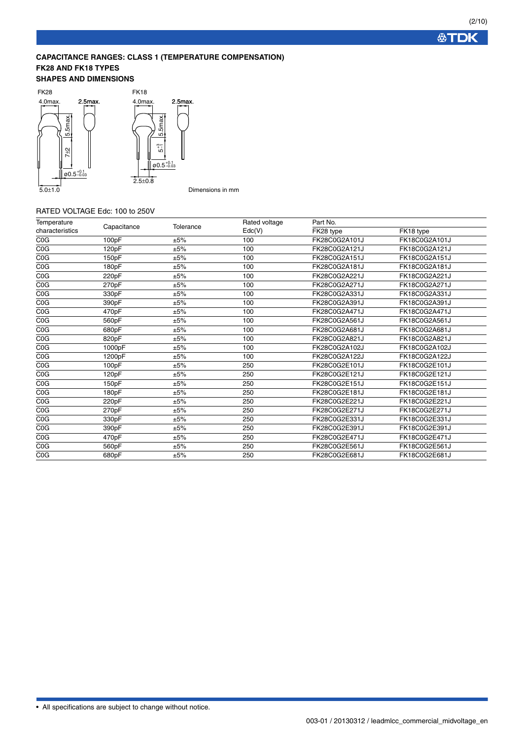**CAPACITANCE RANGES: CLASS 1 (TEMPERATURE COMPENSATION)**
**FK28 AND FK18 TYPES**
**SHAPES AND DIMENSIONS**

FK28

4.0max. 2.5max. 5.5max. 7±2 ø0.5$^{+0.1}_{-0.03}$ 5.0±1.0

FK18

4.0max. 2.5max. 5.5max. $5^{+3}_{-1}$ ø0.5$^{+0.1}_{-0.03}$ 2.5±0.8

Dimensions in mm

RATED VOLTAGE Edc: 100 to 250V

| Temperature characteristics | Capacitance | Tolerance | Rated voltage Edc(V) | Part No. | |
|---|---|---|---|---|---|
| | | | | FK28 type | FK18 type |
| C0G | 100pF | ±5% | 100 | FK28C0G2A101J | FK18C0G2A101J |
| C0G | 120pF | ±5% | 100 | FK28C0G2A121J | FK18C0G2A121J |
| C0G | 150pF | ±5% | 100 | FK28C0G2A151J | FK18C0G2A151J |
| C0G | 180pF | ±5% | 100 | FK28C0G2A181J | FK18C0G2A181J |
| C0G | 220pF | ±5% | 100 | FK28C0G2A221J | FK18C0G2A221J |
| C0G | 270pF | ±5% | 100 | FK28C0G2A271J | FK18C0G2A271J |
| C0G | 330pF | ±5% | 100 | FK28C0G2A331J | FK18C0G2A331J |
| C0G | 390pF | ±5% | 100 | FK28C0G2A391J | FK18C0G2A391J |
| C0G | 470pF | ±5% | 100 | FK28C0G2A471J | FK18C0G2A471J |
| C0G | 560pF | ±5% | 100 | FK28C0G2A561J | FK18C0G2A561J |
| C0G | 680pF | ±5% | 100 | FK28C0G2A681J | FK18C0G2A681J |
| C0G | 820pF | ±5% | 100 | FK28C0G2A821J | FK18C0G2A821J |
| C0G | 1000pF | ±5% | 100 | FK28C0G2A102J | FK18C0G2A102J |
| C0G | 1200pF | ±5% | 100 | FK28C0G2A122J | FK18C0G2A122J |
| C0G | 100pF | ±5% | 250 | FK28C0G2E101J | FK18C0G2E101J |
| C0G | 120pF | ±5% | 250 | FK28C0G2E121J | FK18C0G2E121J |
| C0G | 150pF | ±5% | 250 | FK28C0G2E151J | FK18C0G2E151J |
| C0G | 180pF | ±5% | 250 | FK28C0G2E181J | FK18C0G2E181J |
| C0G | 220pF | ±5% | 250 | FK28C0G2E221J | FK18C0G2E221J |
| C0G | 270pF | ±5% | 250 | FK28C0G2E271J | FK18C0G2E271J |
| C0G | 330pF | ±5% | 250 | FK28C0G2E331J | FK18C0G2E331J |
| C0G | 390pF | ±5% | 250 | FK28C0G2E391J | FK18C0G2E391J |
| C0G | 470pF | ±5% | 250 | FK28C0G2E471J | FK18C0G2E471J |
| C0G | 560pF | ±5% | 250 | FK28C0G2E561J | FK18C0G2E561J |
| C0G | 680pF | ±5% | 250 | FK28C0G2E681J | FK18C0G2E681J |

• All specifications are subject to change without notice.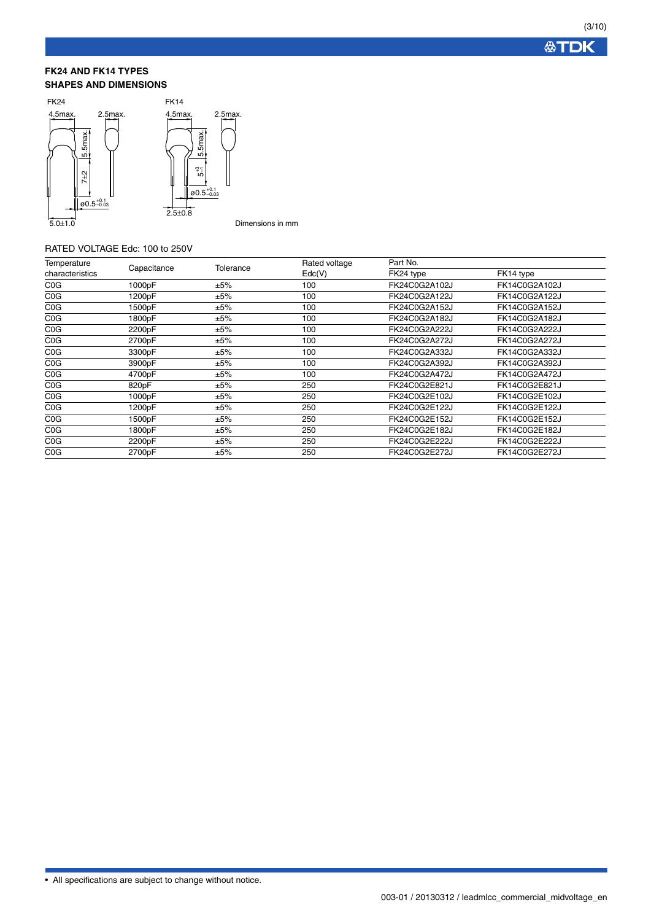### FK24 AND FK14 TYPES

### SHAPES AND DIMENSIONS

FK24

4.5max. 2.5max. 5.5max. 7±2 ø0.5$^{+0.1}_{-0.03}$ 5.0±1.0

FK14

4.5max. 2.5max. 5.5max. 5$^{+3}_{-1}$ ø0.5$^{+0.1}_{-0.03}$ 2.5±0.8

Dimensions in mm

RATED VOLTAGE Edc: 100 to 250V

| Temperature characteristics | Capacitance | Tolerance | Rated voltage Edc(V) | Part No. | |
|---|---|---|---|---|---|
| | | | | FK24 type | FK14 type |
| C0G | 1000pF | ±5% | 100 | FK24C0G2A102J | FK14C0G2A102J |
| C0G | 1200pF | ±5% | 100 | FK24C0G2A122J | FK14C0G2A122J |
| C0G | 1500pF | ±5% | 100 | FK24C0G2A152J | FK14C0G2A152J |
| C0G | 1800pF | ±5% | 100 | FK24C0G2A182J | FK14C0G2A182J |
| C0G | 2200pF | ±5% | 100 | FK24C0G2A222J | FK14C0G2A222J |
| C0G | 2700pF | ±5% | 100 | FK24C0G2A272J | FK14C0G2A272J |
| C0G | 3300pF | ±5% | 100 | FK24C0G2A332J | FK14C0G2A332J |
| C0G | 3900pF | ±5% | 100 | FK24C0G2A392J | FK14C0G2A392J |
| C0G | 4700pF | ±5% | 100 | FK24C0G2A472J | FK14C0G2A472J |
| C0G | 820pF | ±5% | 250 | FK24C0G2E821J | FK14C0G2E821J |
| C0G | 1000pF | ±5% | 250 | FK24C0G2E102J | FK14C0G2E102J |
| C0G | 1200pF | ±5% | 250 | FK24C0G2E122J | FK14C0G2E122J |
| C0G | 1500pF | ±5% | 250 | FK24C0G2E152J | FK14C0G2E152J |
| C0G | 1800pF | ±5% | 250 | FK24C0G2E182J | FK14C0G2E182J |
| C0G | 2200pF | ±5% | 250 | FK24C0G2E222J | FK14C0G2E222J |
| C0G | 2700pF | ±5% | 250 | FK24C0G2E272J | FK14C0G2E272J |

- All specifications are subject to change without notice.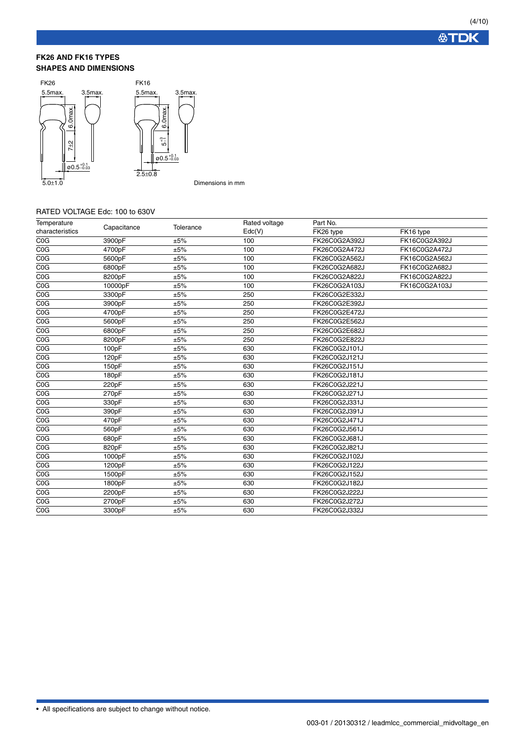## FK26 AND FK16 TYPES
## SHAPES AND DIMENSIONS

FK26

5.5max. 3.5max.

6.0max.

7±2

ø0.5$^{+0.1}_{-0.03}$

5.0±1.0

FK16

5.5max. 3.5max.

6.0max.

5$^{+3}_{-1}$

ø0.5$^{+0.1}_{-0.03}$

2.5±0.8

Dimensions in mm

RATED VOLTAGE Edc: 100 to 630V

| Temperature characteristics | Capacitance | Tolerance | Rated voltage Edc(V) | Part No. | |
|---|---|---|---|---|---|
| | | | | FK26 type | FK16 type |
| C0G | 3900pF | ±5% | 100 | FK26C0G2A392J | FK16C0G2A392J |
| C0G | 4700pF | ±5% | 100 | FK26C0G2A472J | FK16C0G2A472J |
| C0G | 5600pF | ±5% | 100 | FK26C0G2A562J | FK16C0G2A562J |
| C0G | 6800pF | ±5% | 100 | FK26C0G2A682J | FK16C0G2A682J |
| C0G | 8200pF | ±5% | 100 | FK26C0G2A822J | FK16C0G2A822J |
| C0G | 10000pF | ±5% | 100 | FK26C0G2A103J | FK16C0G2A103J |
| C0G | 3300pF | ±5% | 250 | FK26C0G2E332J | |
| C0G | 3900pF | ±5% | 250 | FK26C0G2E392J | |
| C0G | 4700pF | ±5% | 250 | FK26C0G2E472J | |
| C0G | 5600pF | ±5% | 250 | FK26C0G2E562J | |
| C0G | 6800pF | ±5% | 250 | FK26C0G2E682J | |
| C0G | 8200pF | ±5% | 250 | FK26C0G2E822J | |
| C0G | 100pF | ±5% | 630 | FK26C0G2J101J | |
| C0G | 120pF | ±5% | 630 | FK26C0G2J121J | |
| C0G | 150pF | ±5% | 630 | FK26C0G2J151J | |
| C0G | 180pF | ±5% | 630 | FK26C0G2J181J | |
| C0G | 220pF | ±5% | 630 | FK26C0G2J221J | |
| C0G | 270pF | ±5% | 630 | FK26C0G2J271J | |
| C0G | 330pF | ±5% | 630 | FK26C0G2J331J | |
| C0G | 390pF | ±5% | 630 | FK26C0G2J391J | |
| C0G | 470pF | ±5% | 630 | FK26C0G2J471J | |
| C0G | 560pF | ±5% | 630 | FK26C0G2J561J | |
| C0G | 680pF | ±5% | 630 | FK26C0G2J681J | |
| C0G | 820pF | ±5% | 630 | FK26C0G2J821J | |
| C0G | 1000pF | ±5% | 630 | FK26C0G2J102J | |
| C0G | 1200pF | ±5% | 630 | FK26C0G2J122J | |
| C0G | 1500pF | ±5% | 630 | FK26C0G2J152J | |
| C0G | 1800pF | ±5% | 630 | FK26C0G2J182J | |
| C0G | 2200pF | ±5% | 630 | FK26C0G2J222J | |
| C0G | 2700pF | ±5% | 630 | FK26C0G2J272J | |
| C0G | 3300pF | ±5% | 630 | FK26C0G2J332J | |

- All specifications are subject to change without notice.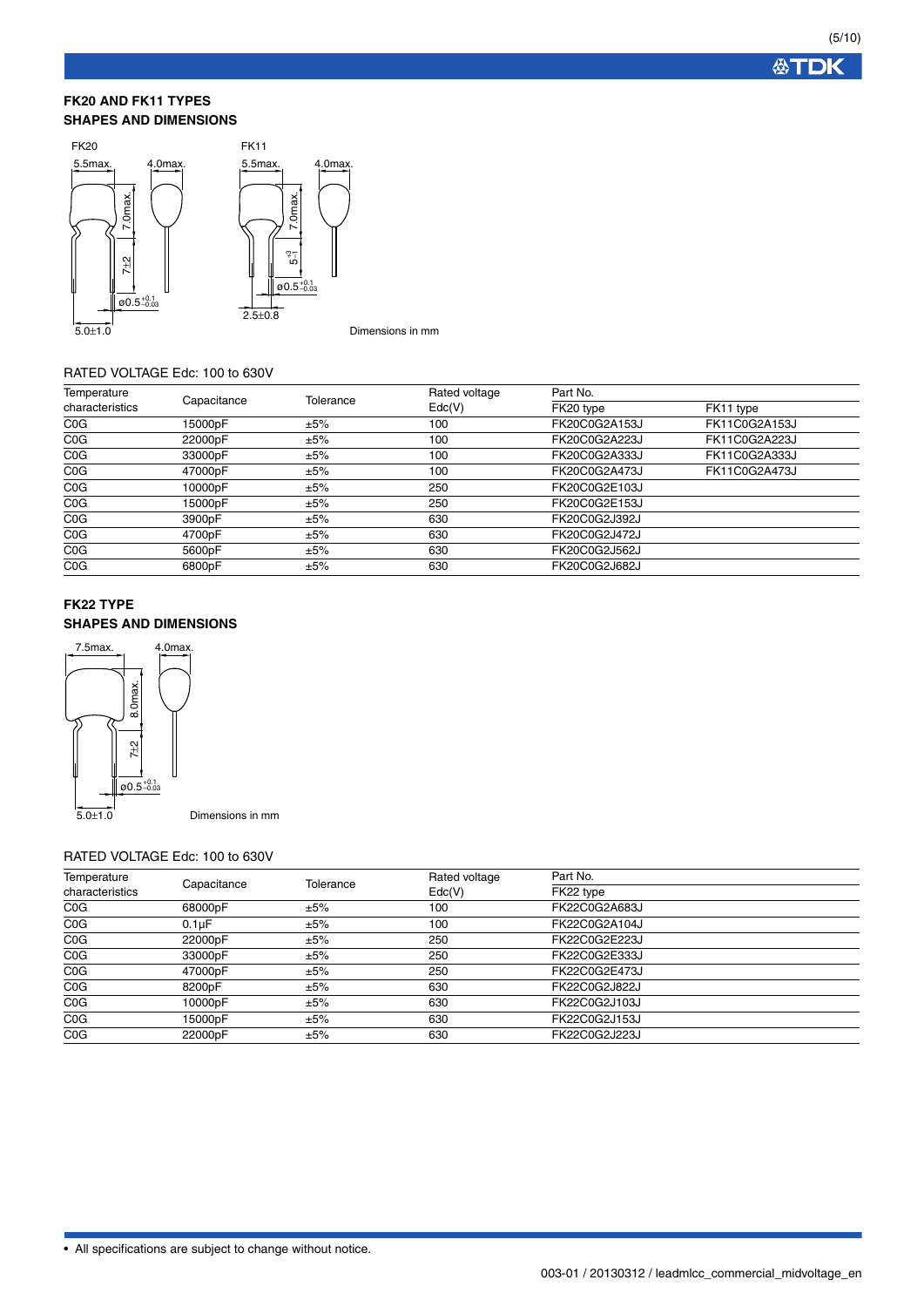## FK20 AND FK11 TYPES
## SHAPES AND DIMENSIONS

FK20

5.5max. 4.0max. 7.0max. 7±2 ø0.5 $^{+0.1}_{-0.03}$ 5.0±1.0

FK11

5.5max. 4.0max. 7.0max. $5^{+3}_{-1}$ ø0.5 $^{+0.1}_{-0.03}$ 2.5±0.8

Dimensions in mm

RATED VOLTAGE Edc: 100 to 630V

| Temperature characteristics | Capacitance | Tolerance | Rated voltage Edc(V) | Part No. | |
|---|---|---|---|---|---|
| | | | | FK20 type | FK11 type |
| C0G | 15000pF | ±5% | 100 | FK20C0G2A153J | FK11C0G2A153J |
| C0G | 22000pF | ±5% | 100 | FK20C0G2A223J | FK11C0G2A223J |
| C0G | 33000pF | ±5% | 100 | FK20C0G2A333J | FK11C0G2A333J |
| C0G | 47000pF | ±5% | 100 | FK20C0G2A473J | FK11C0G2A473J |
| C0G | 10000pF | ±5% | 250 | FK20C0G2E103J | |
| C0G | 15000pF | ±5% | 250 | FK20C0G2E153J | |
| C0G | 3900pF | ±5% | 630 | FK20C0G2J392J | |
| C0G | 4700pF | ±5% | 630 | FK20C0G2J472J | |
| C0G | 5600pF | ±5% | 630 | FK20C0G2J562J | |
| C0G | 6800pF | ±5% | 630 | FK20C0G2J682J | |

## FK22 TYPE
## SHAPES AND DIMENSIONS

7.5max. 4.0max. 8.0max. 7±2 ø0.5 $^{+0.1}_{-0.03}$ 5.0±1.0

Dimensions in mm

RATED VOLTAGE Edc: 100 to 630V

| Temperature characteristics | Capacitance | Tolerance | Rated voltage Edc(V) | Part No. |
|---|---|---|---|---|
| | | | | FK22 type |
| C0G | 68000pF | ±5% | 100 | FK22C0G2A683J |
| C0G | 0.1μF | ±5% | 100 | FK22C0G2A104J |
| C0G | 22000pF | ±5% | 250 | FK22C0G2E223J |
| C0G | 33000pF | ±5% | 250 | FK22C0G2E333J |
| C0G | 47000pF | ±5% | 250 | FK22C0G2E473J |
| C0G | 8200pF | ±5% | 630 | FK22C0G2J822J |
| C0G | 10000pF | ±5% | 630 | FK22C0G2J103J |
| C0G | 15000pF | ±5% | 630 | FK22C0G2J153J |
| C0G | 22000pF | ±5% | 630 | FK22C0G2J223J |

• All specifications are subject to change without notice.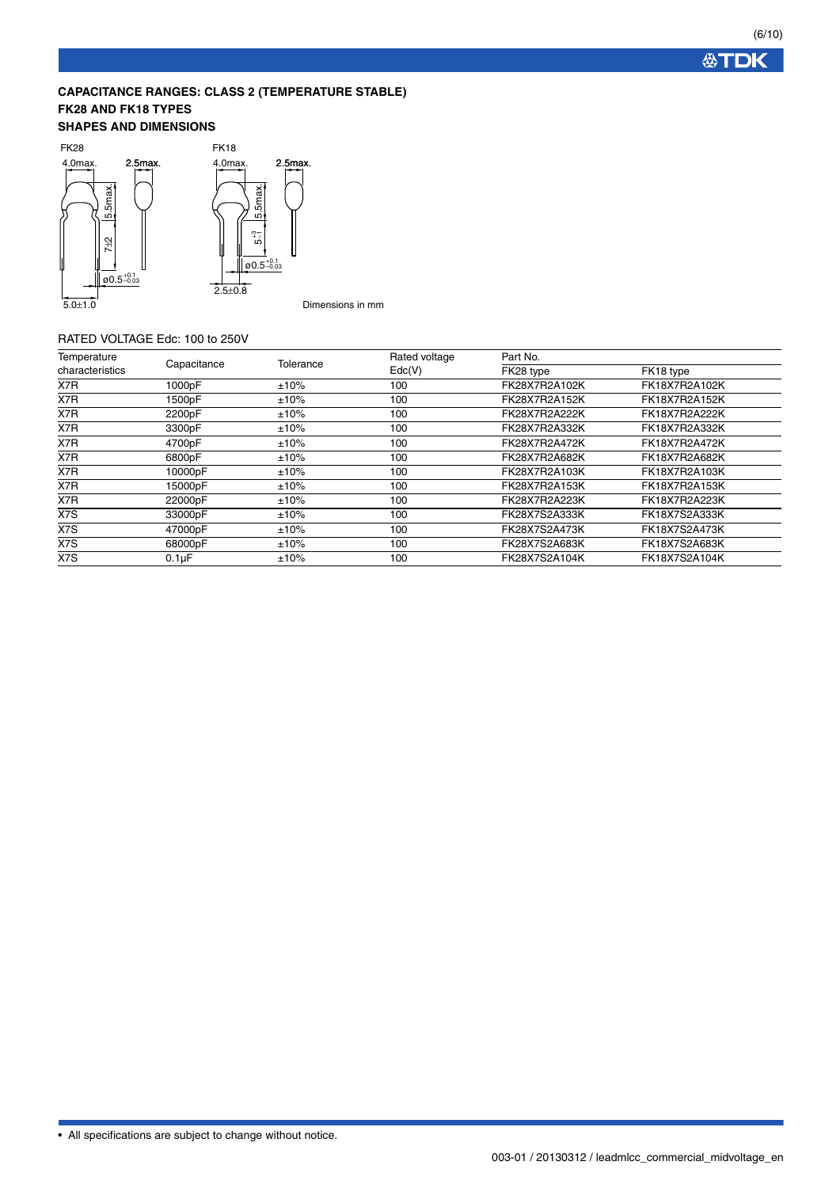## CAPACITANCE RANGES: CLASS 2 (TEMPERATURE STABLE)
## FK28 AND FK18 TYPES
## SHAPES AND DIMENSIONS

FK28

4.0max. 2.5max. 5.5max. 7±2 ø0.5 $^{+0.1}_{-0.03}$ 5.0±1.0

FK18

4.0max. 2.5max. 5.5max. 5 $^{+3}_{-1}$ ø0.5 $^{+0.1}_{-0.03}$ 2.5±0.8

Dimensions in mm

RATED VOLTAGE Edc: 100 to 250V

| Temperature characteristics | Capacitance | Tolerance | Rated voltage Edc(V) | Part No. | |
|---|---|---|---|---|---|
| | | | | FK28 type | FK18 type |
| X7R | 1000pF | ±10% | 100 | FK28X7R2A102K | FK18X7R2A102K |
| X7R | 1500pF | ±10% | 100 | FK28X7R2A152K | FK18X7R2A152K |
| X7R | 2200pF | ±10% | 100 | FK28X7R2A222K | FK18X7R2A222K |
| X7R | 3300pF | ±10% | 100 | FK28X7R2A332K | FK18X7R2A332K |
| X7R | 4700pF | ±10% | 100 | FK28X7R2A472K | FK18X7R2A472K |
| X7R | 6800pF | ±10% | 100 | FK28X7R2A682K | FK18X7R2A682K |
| X7R | 10000pF | ±10% | 100 | FK28X7R2A103K | FK18X7R2A103K |
| X7R | 15000pF | ±10% | 100 | FK28X7R2A153K | FK18X7R2A153K |
| X7R | 22000pF | ±10% | 100 | FK28X7R2A223K | FK18X7R2A223K |
| X7S | 33000pF | ±10% | 100 | FK28X7S2A333K | FK18X7S2A333K |
| X7S | 47000pF | ±10% | 100 | FK28X7S2A473K | FK18X7S2A473K |
| X7S | 68000pF | ±10% | 100 | FK28X7S2A683K | FK18X7S2A683K |
| X7S | 0.1μF | ±10% | 100 | FK28X7S2A104K | FK18X7S2A104K |

- All specifications are subject to change without notice.

003-01 / 20130312 / leadmlcc_commercial_midvoltage_en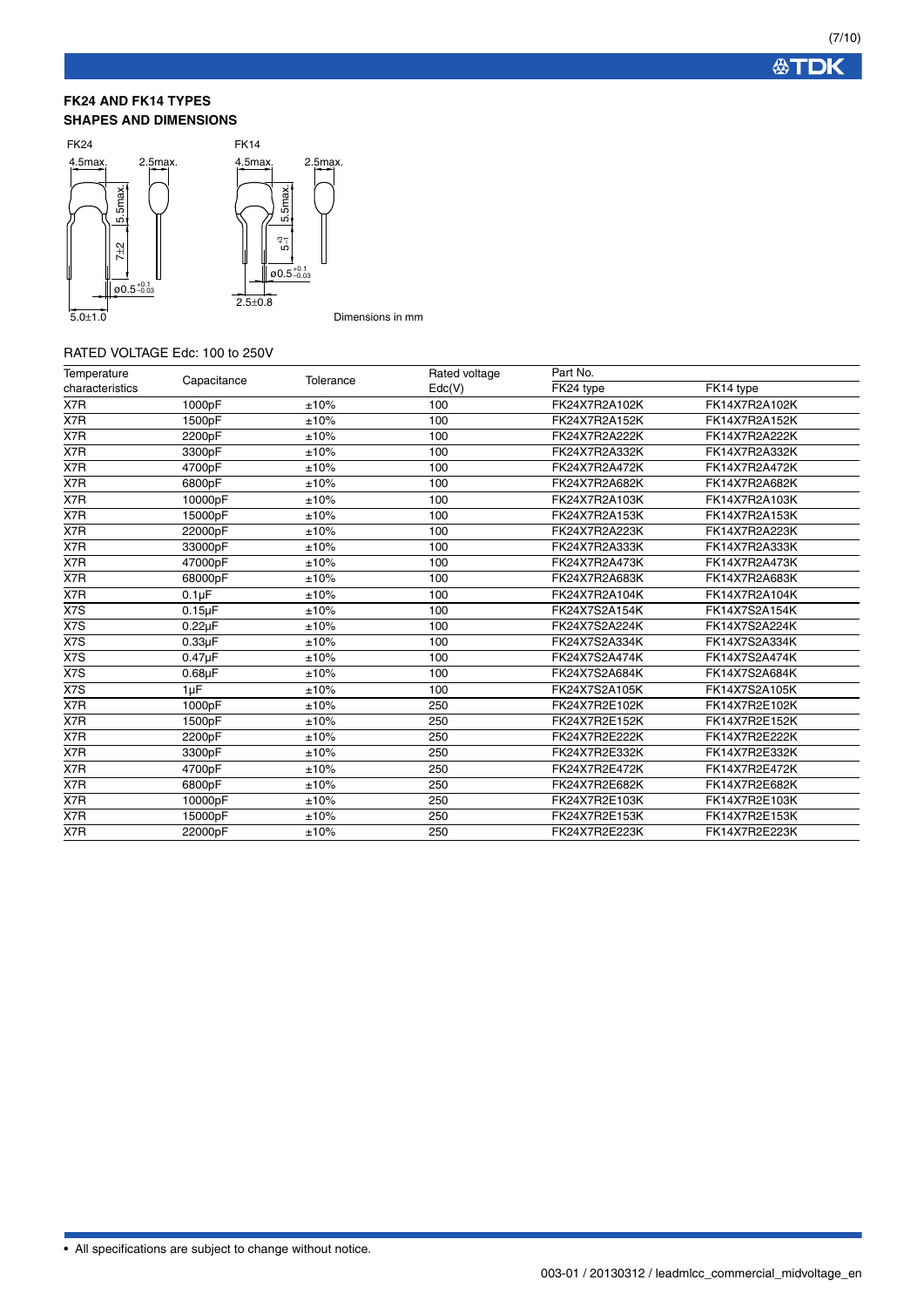## FK24 AND FK14 TYPES

## SHAPES AND DIMENSIONS

FK24

4.5max. 2.5max. 5.5max. 7±2 ø0.5 $^{+0.1}_{-0.03}$ 5.0±1.0

FK14

4.5max. 2.5max. 5.5max. $5^{+3}_{-1}$ ø0.5 $^{+0.1}_{-0.03}$ 2.5±0.8

Dimensions in mm

RATED VOLTAGE Edc: 100 to 250V

| Temperature characteristics | Capacitance | Tolerance | Rated voltage Edc(V) | Part No. | |
|---|---|---|---|---|---|
| | | | | FK24 type | FK14 type |
| X7R | 1000pF | ±10% | 100 | FK24X7R2A102K | FK14X7R2A102K |
| X7R | 1500pF | ±10% | 100 | FK24X7R2A152K | FK14X7R2A152K |
| X7R | 2200pF | ±10% | 100 | FK24X7R2A222K | FK14X7R2A222K |
| X7R | 3300pF | ±10% | 100 | FK24X7R2A332K | FK14X7R2A332K |
| X7R | 4700pF | ±10% | 100 | FK24X7R2A472K | FK14X7R2A472K |
| X7R | 6800pF | ±10% | 100 | FK24X7R2A682K | FK14X7R2A682K |
| X7R | 10000pF | ±10% | 100 | FK24X7R2A103K | FK14X7R2A103K |
| X7R | 15000pF | ±10% | 100 | FK24X7R2A153K | FK14X7R2A153K |
| X7R | 22000pF | ±10% | 100 | FK24X7R2A223K | FK14X7R2A223K |
| X7R | 33000pF | ±10% | 100 | FK24X7R2A333K | FK14X7R2A333K |
| X7R | 47000pF | ±10% | 100 | FK24X7R2A473K | FK14X7R2A473K |
| X7R | 68000pF | ±10% | 100 | FK24X7R2A683K | FK14X7R2A683K |
| X7R | 0.1μF | ±10% | 100 | FK24X7R2A104K | FK14X7R2A104K |
| X7S | 0.15μF | ±10% | 100 | FK24X7S2A154K | FK14X7S2A154K |
| X7S | 0.22μF | ±10% | 100 | FK24X7S2A224K | FK14X7S2A224K |
| X7S | 0.33μF | ±10% | 100 | FK24X7S2A334K | FK14X7S2A334K |
| X7S | 0.47μF | ±10% | 100 | FK24X7S2A474K | FK14X7S2A474K |
| X7S | 0.68μF | ±10% | 100 | FK24X7S2A684K | FK14X7S2A684K |
| X7S | 1μF | ±10% | 100 | FK24X7S2A105K | FK14X7S2A105K |
| X7R | 1000pF | ±10% | 250 | FK24X7R2E102K | FK14X7R2E102K |
| X7R | 1500pF | ±10% | 250 | FK24X7R2E152K | FK14X7R2E152K |
| X7R | 2200pF | ±10% | 250 | FK24X7R2E222K | FK14X7R2E222K |
| X7R | 3300pF | ±10% | 250 | FK24X7R2E332K | FK14X7R2E332K |
| X7R | 4700pF | ±10% | 250 | FK24X7R2E472K | FK14X7R2E472K |
| X7R | 6800pF | ±10% | 250 | FK24X7R2E682K | FK14X7R2E682K |
| X7R | 10000pF | ±10% | 250 | FK24X7R2E103K | FK14X7R2E103K |
| X7R | 15000pF | ±10% | 250 | FK24X7R2E153K | FK14X7R2E153K |
| X7R | 22000pF | ±10% | 250 | FK24X7R2E223K | FK14X7R2E223K |

• All specifications are subject to change without notice.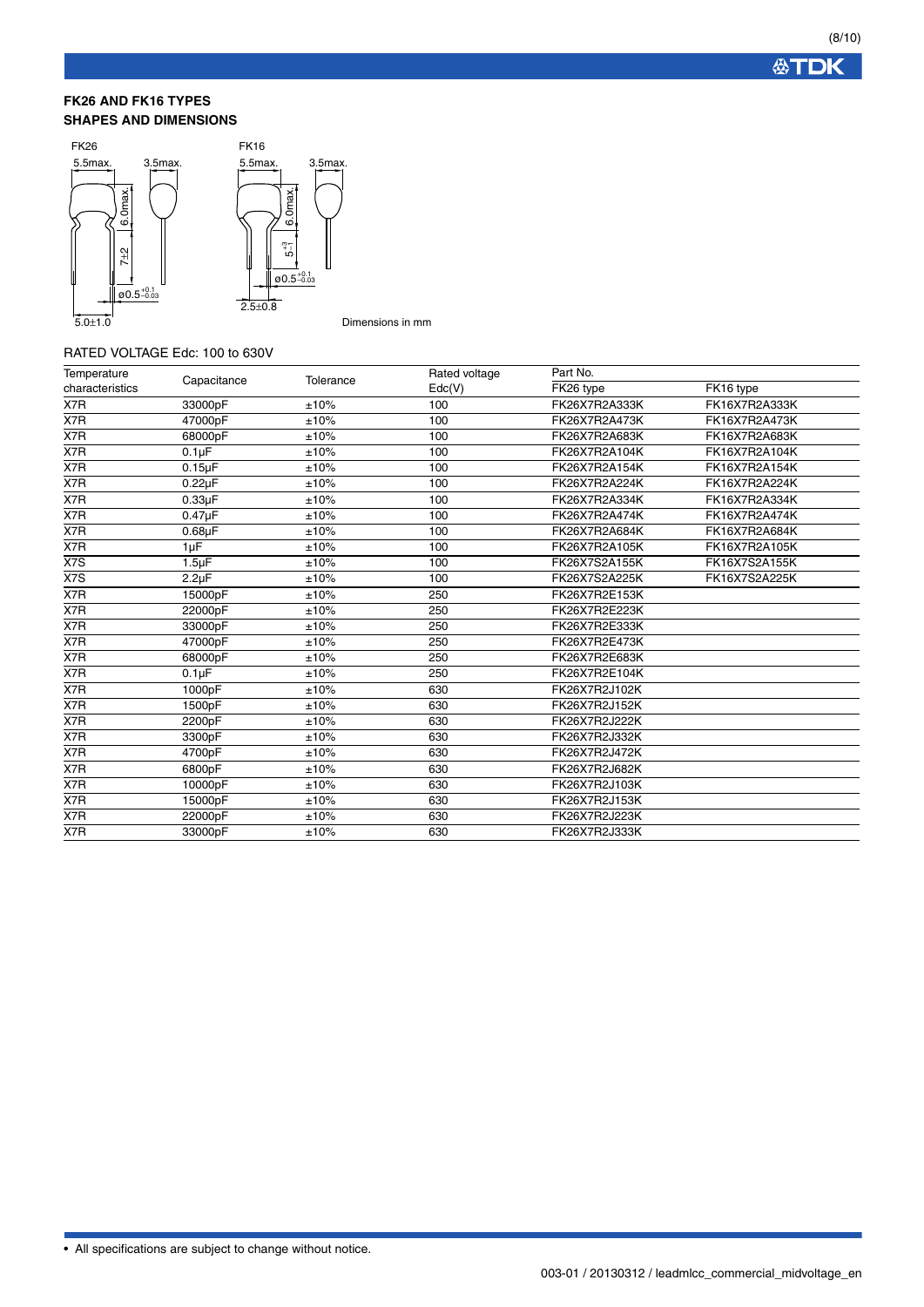## FK26 AND FK16 TYPES

## SHAPES AND DIMENSIONS

FK26

5.5max. 3.5max.

6.0max.

7±2

ø0.5 $^{+0.1}_{-0.03}$

5.0±1.0

FK16

5.5max. 3.5max.

6.0max.

$5^{+3}_{-1}$

ø0.5 $^{+0.1}_{-0.03}$

2.5±0.8

Dimensions in mm

RATED VOLTAGE Edc: 100 to 630V

| Temperature characteristics | Capacitance | Tolerance | Rated voltage Edc(V) | Part No. FK26 type | Part No. FK16 type |
|---|---|---|---|---|---|
| X7R | 33000pF | ±10% | 100 | FK26X7R2A333K | FK16X7R2A333K |
| X7R | 47000pF | ±10% | 100 | FK26X7R2A473K | FK16X7R2A473K |
| X7R | 68000pF | ±10% | 100 | FK26X7R2A683K | FK16X7R2A683K |
| X7R | 0.1μF | ±10% | 100 | FK26X7R2A104K | FK16X7R2A104K |
| X7R | 0.15μF | ±10% | 100 | FK26X7R2A154K | FK16X7R2A154K |
| X7R | 0.22μF | ±10% | 100 | FK26X7R2A224K | FK16X7R2A224K |
| X7R | 0.33μF | ±10% | 100 | FK26X7R2A334K | FK16X7R2A334K |
| X7R | 0.47μF | ±10% | 100 | FK26X7R2A474K | FK16X7R2A474K |
| X7R | 0.68μF | ±10% | 100 | FK26X7R2A684K | FK16X7R2A684K |
| X7R | 1μF | ±10% | 100 | FK26X7R2A105K | FK16X7R2A105K |
| X7S | 1.5μF | ±10% | 100 | FK26X7S2A155K | FK16X7S2A155K |
| X7S | 2.2μF | ±10% | 100 | FK26X7S2A225K | FK16X7S2A225K |
| X7R | 15000pF | ±10% | 250 | FK26X7R2E153K | |
| X7R | 22000pF | ±10% | 250 | FK26X7R2E223K | |
| X7R | 33000pF | ±10% | 250 | FK26X7R2E333K | |
| X7R | 47000pF | ±10% | 250 | FK26X7R2E473K | |
| X7R | 68000pF | ±10% | 250 | FK26X7R2E683K | |
| X7R | 0.1μF | ±10% | 250 | FK26X7R2E104K | |
| X7R | 1000pF | ±10% | 630 | FK26X7R2J102K | |
| X7R | 1500pF | ±10% | 630 | FK26X7R2J152K | |
| X7R | 2200pF | ±10% | 630 | FK26X7R2J222K | |
| X7R | 3300pF | ±10% | 630 | FK26X7R2J332K | |
| X7R | 4700pF | ±10% | 630 | FK26X7R2J472K | |
| X7R | 6800pF | ±10% | 630 | FK26X7R2J682K | |
| X7R | 10000pF | ±10% | 630 | FK26X7R2J103K | |
| X7R | 15000pF | ±10% | 630 | FK26X7R2J153K | |
| X7R | 22000pF | ±10% | 630 | FK26X7R2J223K | |
| X7R | 33000pF | ±10% | 630 | FK26X7R2J333K | |

• All specifications are subject to change without notice.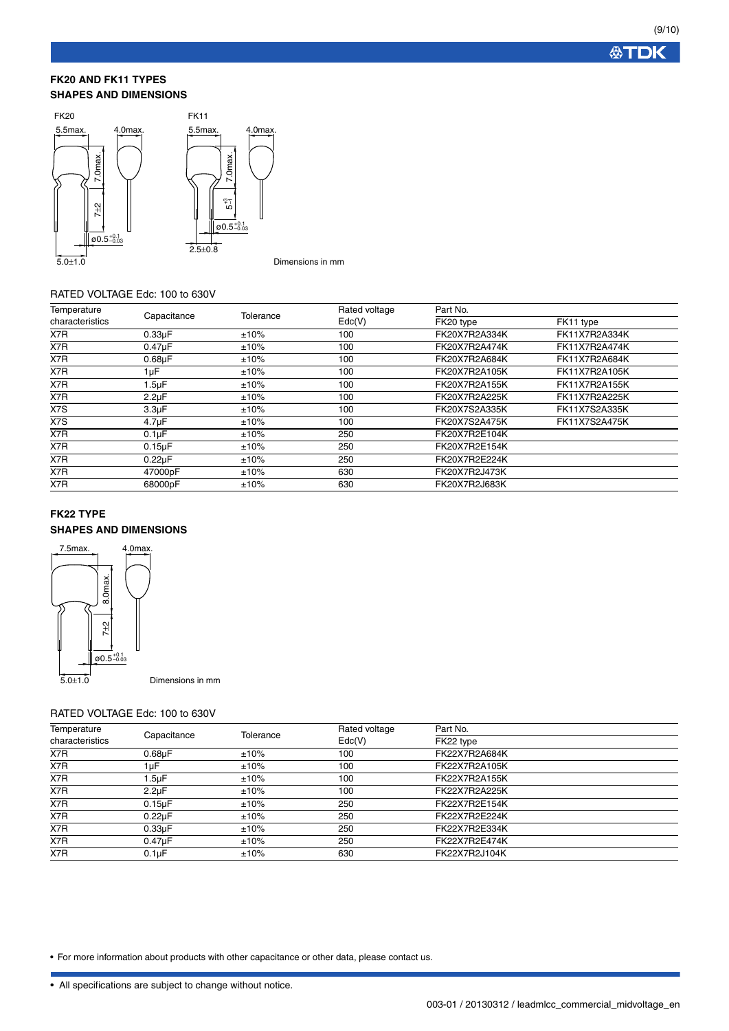## FK20 AND FK11 TYPES
## SHAPES AND DIMENSIONS

FK20

5.5max. 4.0max. 7.0max. 7±2 ø0.5$^{+0.1}_{-0.03}$ 5.0±1.0

FK11

5.5max. 4.0max. 7.0max. $5^{+3}_{-1}$ ø0.5$^{+0.1}_{-0.03}$ 2.5±0.8

Dimensions in mm

### RATED VOLTAGE Edc: 100 to 630V

| Temperature characteristics | Capacitance | Tolerance | Rated voltage Edc(V) | Part No. | |
|---|---|---|---|---|---|
| | | | | FK20 type | FK11 type |
| X7R | 0.33µF | ±10% | 100 | FK20X7R2A334K | FK11X7R2A334K |
| X7R | 0.47µF | ±10% | 100 | FK20X7R2A474K | FK11X7R2A474K |
| X7R | 0.68µF | ±10% | 100 | FK20X7R2A684K | FK11X7R2A684K |
| X7R | 1µF | ±10% | 100 | FK20X7R2A105K | FK11X7R2A105K |
| X7R | 1.5µF | ±10% | 100 | FK20X7R2A155K | FK11X7R2A155K |
| X7R | 2.2µF | ±10% | 100 | FK20X7R2A225K | FK11X7R2A225K |
| X7S | 3.3µF | ±10% | 100 | FK20X7S2A335K | FK11X7S2A335K |
| X7S | 4.7µF | ±10% | 100 | FK20X7S2A475K | FK11X7S2A475K |
| X7R | 0.1µF | ±10% | 250 | FK20X7R2E104K | |
| X7R | 0.15µF | ±10% | 250 | FK20X7R2E154K | |
| X7R | 0.22µF | ±10% | 250 | FK20X7R2E224K | |
| X7R | 47000pF | ±10% | 630 | FK20X7R2J473K | |
| X7R | 68000pF | ±10% | 630 | FK20X7R2J683K | |

## FK22 TYPE
## SHAPES AND DIMENSIONS

7.5max. 4.0max. 8.0max. 7±2 ø0.5$^{+0.1}_{-0.03}$ 5.0±1.0

Dimensions in mm

### RATED VOLTAGE Edc: 100 to 630V

| Temperature characteristics | Capacitance | Tolerance | Rated voltage Edc(V) | Part No. |
|---|---|---|---|---|
| | | | | FK22 type |
| X7R | 0.68µF | ±10% | 100 | FK22X7R2A684K |
| X7R | 1µF | ±10% | 100 | FK22X7R2A105K |
| X7R | 1.5µF | ±10% | 100 | FK22X7R2A155K |
| X7R | 2.2µF | ±10% | 100 | FK22X7R2A225K |
| X7R | 0.15µF | ±10% | 250 | FK22X7R2E154K |
| X7R | 0.22µF | ±10% | 250 | FK22X7R2E224K |
| X7R | 0.33µF | ±10% | 250 | FK22X7R2E334K |
| X7R | 0.47µF | ±10% | 250 | FK22X7R2E474K |
| X7R | 0.1µF | ±10% | 630 | FK22X7R2J104K |

- For more information about products with other capacitance or other data, please contact us.

- All specifications are subject to change without notice.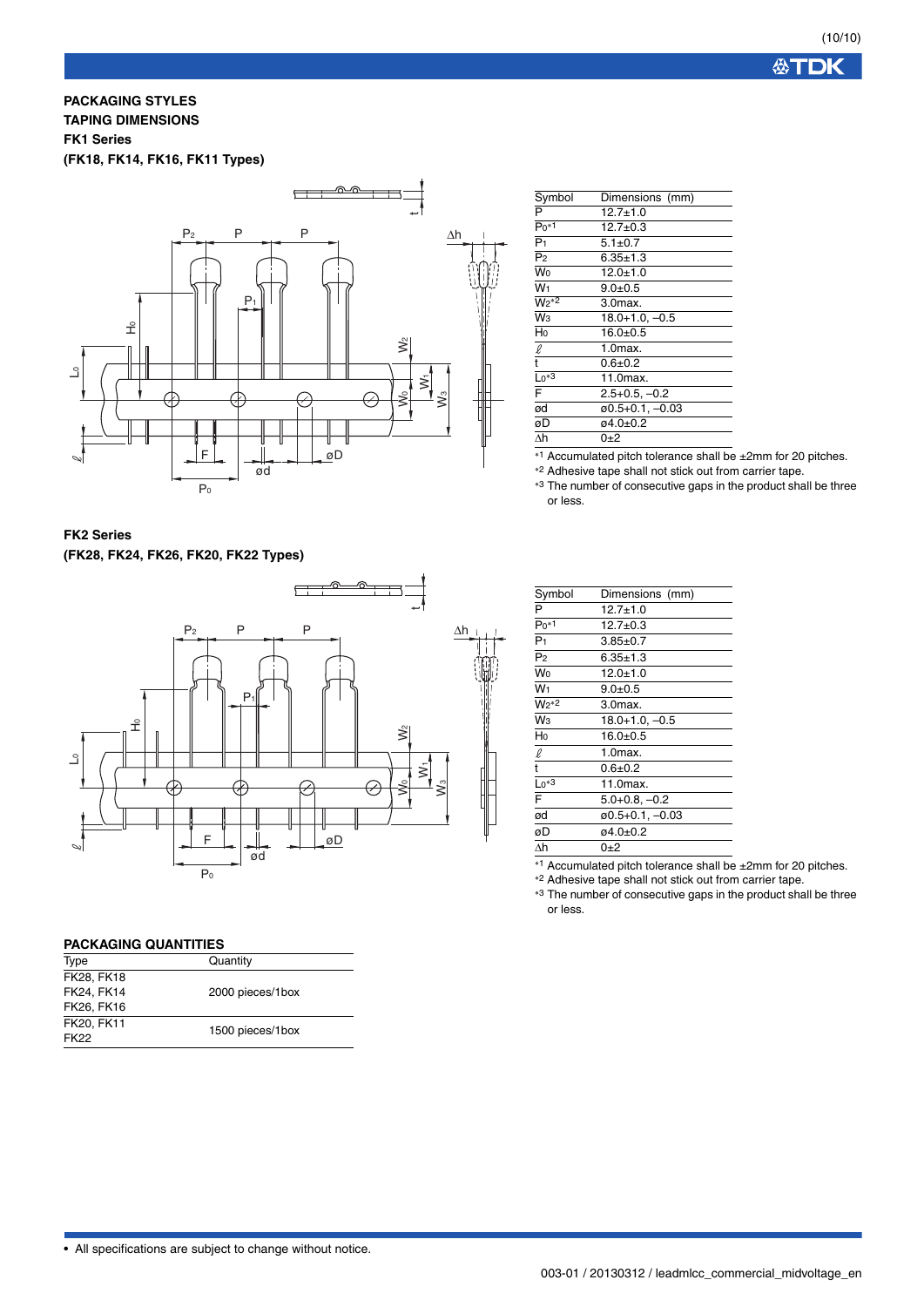**PACKAGING STYLES**

**TAPING DIMENSIONS**

**FK1 Series**

**(FK18, FK14, FK16, FK11 Types)**

P2
P
P
Δh
P1
H0
W2
L0
W1
W0
W3
ℓ
F
ød
øD
P0

| Symbol | Dimensions (mm) |
|---|---|
| P | 12.7±1.0 |
| $P_0$*1 | 12.7±0.3 |
| $P_1$ | 5.1±0.7 |
| $P_2$ | 6.35±1.3 |
| $W_0$ | 12.0±1.0 |
| $W_1$ | 9.0±0.5 |
| $W_2$*2 | 3.0max. |
| $W_3$ | 18.0+1.0, –0.5 |
| $H_0$ | 16.0±0.5 |
| ℓ | 1.0max. |
| t | 0.6±0.2 |
| $L_0$*3 | 11.0max. |
| F | 2.5+0.5, –0.2 |
| ød | ø0.5+0.1, –0.03 |
| øD | ø4.0±0.2 |
| Δh | 0±2 |

*1 Accumulated pitch tolerance shall be ±2mm for 20 pitches.
*2 Adhesive tape shall not stick out from carrier tape.
*3 The number of consecutive gaps in the product shall be three or less.

**FK2 Series**

**(FK28, FK24, FK26, FK20, FK22 Types)**

P2
P
P
Δh
P1
H0
W2
L0
W1
W0
W3
ℓ
F
ød
øD
P0

| Symbol | Dimensions (mm) |
|---|---|
| P | 12.7±1.0 |
| $P_0$*1 | 12.7±0.3 |
| $P_1$ | 3.85±0.7 |
| $P_2$ | 6.35±1.3 |
| $W_0$ | 12.0±1.0 |
| $W_1$ | 9.0±0.5 |
| $W_2$*2 | 3.0max. |
| $W_3$ | 18.0+1.0, –0.5 |
| $H_0$ | 16.0±0.5 |
| ℓ | 1.0max. |
| t | 0.6±0.2 |
| $L_0$*3 | 11.0max. |
| F | 5.0+0.8, –0.2 |
| ød | ø0.5+0.1, –0.03 |
| øD | ø4.0±0.2 |
| Δh | 0±2 |

*1 Accumulated pitch tolerance shall be ±2mm for 20 pitches.
*2 Adhesive tape shall not stick out from carrier tape.
*3 The number of consecutive gaps in the product shall be three or less.

## PACKAGING QUANTITIES

| Type | Quantity |
|---|---|
| FK28, FK18<br>FK24, FK14<br>FK26, FK16 | 2000 pieces/1box |
| FK20, FK11<br>FK22 | 1500 pieces/1box |

• All specifications are subject to change without notice.